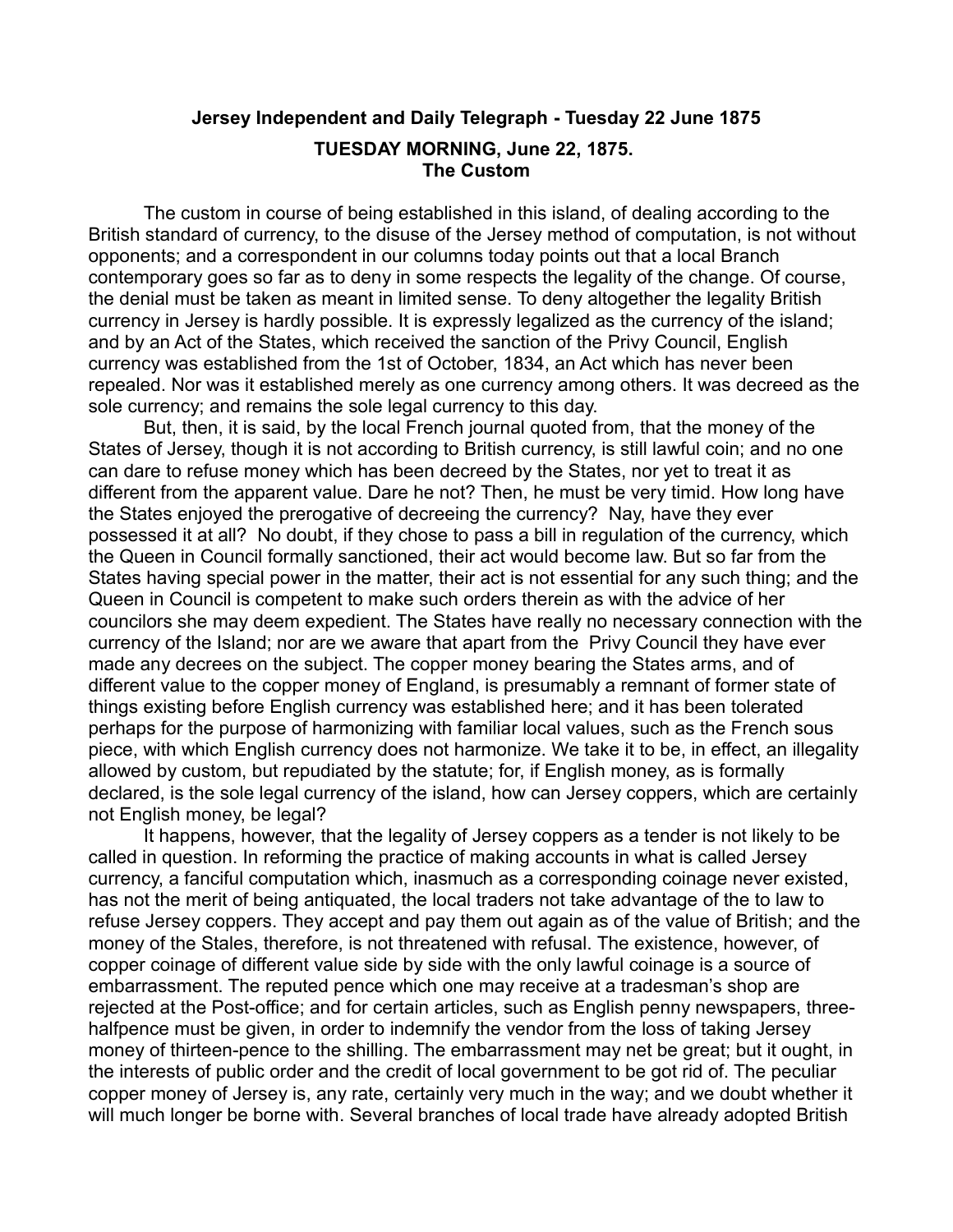# Jersey Independent and Daily Telegraph - Tuesday 22 June 1875

## TUESDAY MORNING, June 22, 1875.
## The Custom

The custom in course of being established in this island, of dealing according to the British standard of currency, to the disuse of the Jersey method of computation, is not without opponents; and a correspondent in our columns today points out that a local Branch contemporary goes so far as to deny in some respects the legality of the change. Of course, the denial must be taken as meant in limited sense. To deny altogether the legality British currency in Jersey is hardly possible. It is expressly legalized as the currency of the island; and by an Act of the States, which received the sanction of the Privy Council, English currency was established from the 1st of October, 1834, an Act which has never been repealed. Nor was it established merely as one currency among others. It was decreed as the sole currency; and remains the sole legal currency to this day.

But, then, it is said, by the local French journal quoted from, that the money of the States of Jersey, though it is not according to British currency, is still lawful coin; and no one can dare to refuse money which has been decreed by the States, nor yet to treat it as different from the apparent value. Dare he not? Then, he must be very timid. How long have the States enjoyed the prerogative of decreeing the currency? Nay, have they ever possessed it at all? No doubt, if they chose to pass a bill in regulation of the currency, which the Queen in Council formally sanctioned, their act would become law. But so far from the States having special power in the matter, their act is not essential for any such thing; and the Queen in Council is competent to make such orders therein as with the advice of her councilors she may deem expedient. The States have really no necessary connection with the currency of the Island; nor are we aware that apart from the Privy Council they have ever made any decrees on the subject. The copper money bearing the States arms, and of different value to the copper money of England, is presumably a remnant of former state of things existing before English currency was established here; and it has been tolerated perhaps for the purpose of harmonizing with familiar local values, such as the French sous piece, with which English currency does not harmonize. We take it to be, in effect, an illegality allowed by custom, but repudiated by the statute; for, if English money, as is formally declared, is the sole legal currency of the island, how can Jersey coppers, which are certainly not English money, be legal?

It happens, however, that the legality of Jersey coppers as a tender is not likely to be called in question. In reforming the practice of making accounts in what is called Jersey currency, a fanciful computation which, inasmuch as a corresponding coinage never existed, has not the merit of being antiquated, the local traders not take advantage of the to law to refuse Jersey coppers. They accept and pay them out again as of the value of British; and the money of the Stales, therefore, is not threatened with refusal. The existence, however, of copper coinage of different value side by side with the only lawful coinage is a source of embarrassment. The reputed pence which one may receive at a tradesman's shop are rejected at the Post-office; and for certain articles, such as English penny newspapers, three-halfpence must be given, in order to indemnify the vendor from the loss of taking Jersey money of thirteen-pence to the shilling. The embarrassment may net be great; but it ought, in the interests of public order and the credit of local government to be got rid of. The peculiar copper money of Jersey is, any rate, certainly very much in the way; and we doubt whether it will much longer be borne with. Several branches of local trade have already adopted British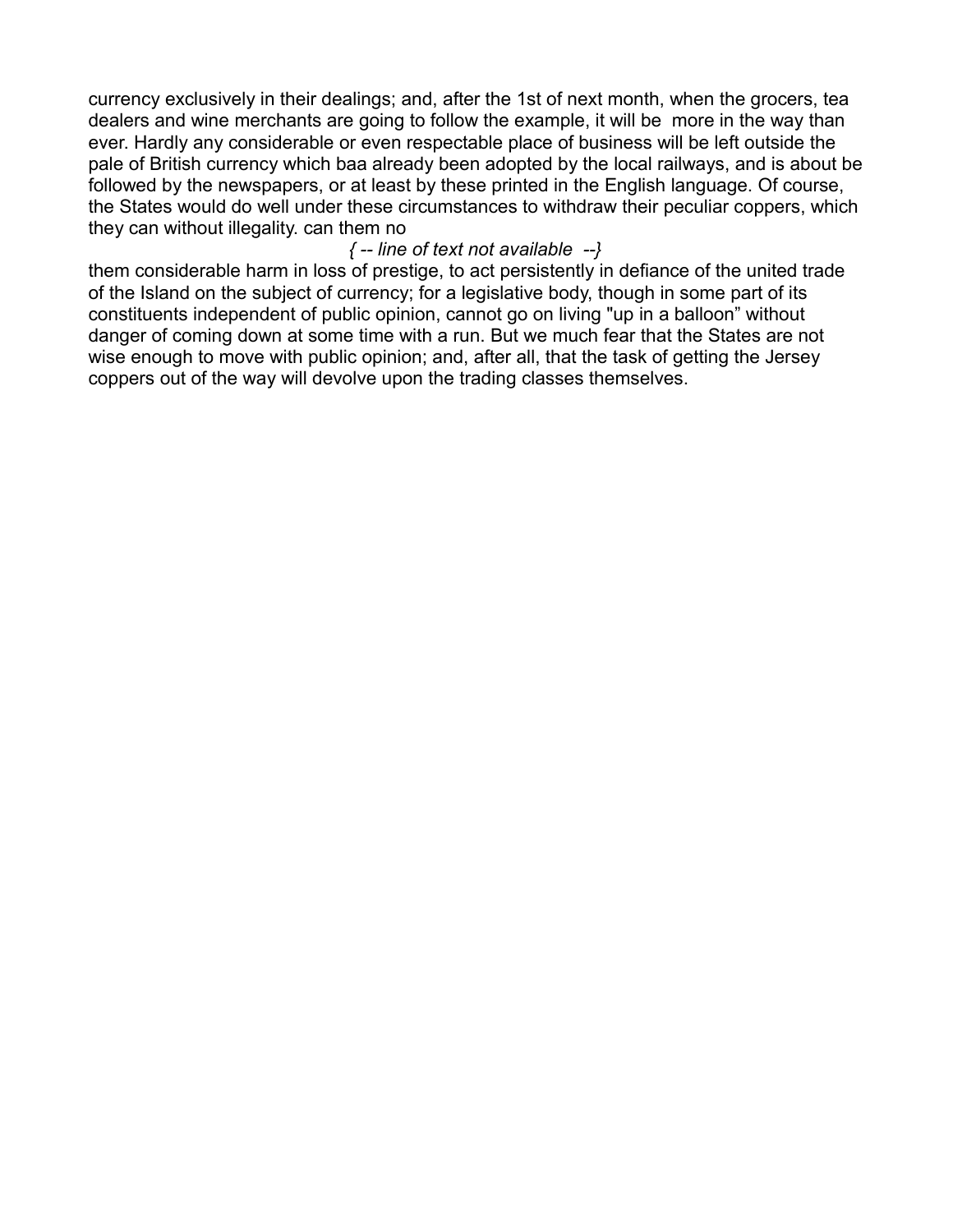currency exclusively in their dealings; and, after the 1st of next month, when the grocers, tea dealers and wine merchants are going to follow the example, it will be more in the way than ever. Hardly any considerable or even respectable place of business will be left outside the pale of British currency which baa already been adopted by the local railways, and is about be followed by the newspapers, or at least by these printed in the English language. Of course, the States would do well under these circumstances to withdraw their peculiar coppers, which they can without illegality. can them no

*{ -- line of text not available --}*

them considerable harm in loss of prestige, to act persistently in defiance of the united trade of the Island on the subject of currency; for a legislative body, though in some part of its constituents independent of public opinion, cannot go on living "up in a balloon" without danger of coming down at some time with a run. But we much fear that the States are not wise enough to move with public opinion; and, after all, that the task of getting the Jersey coppers out of the way will devolve upon the trading classes themselves.